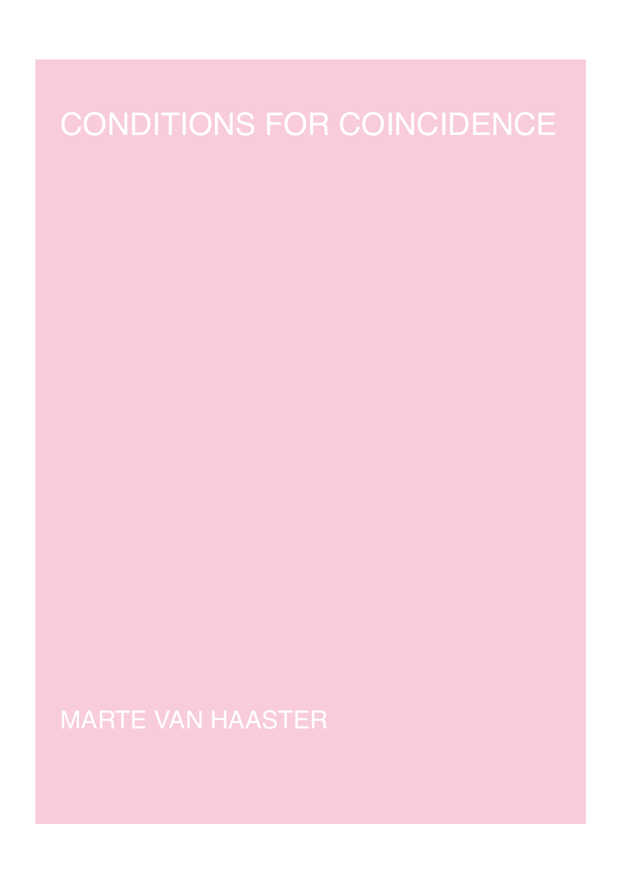# CONDITIONS FOR COINCIDENCE

MARTE VAN HAASTER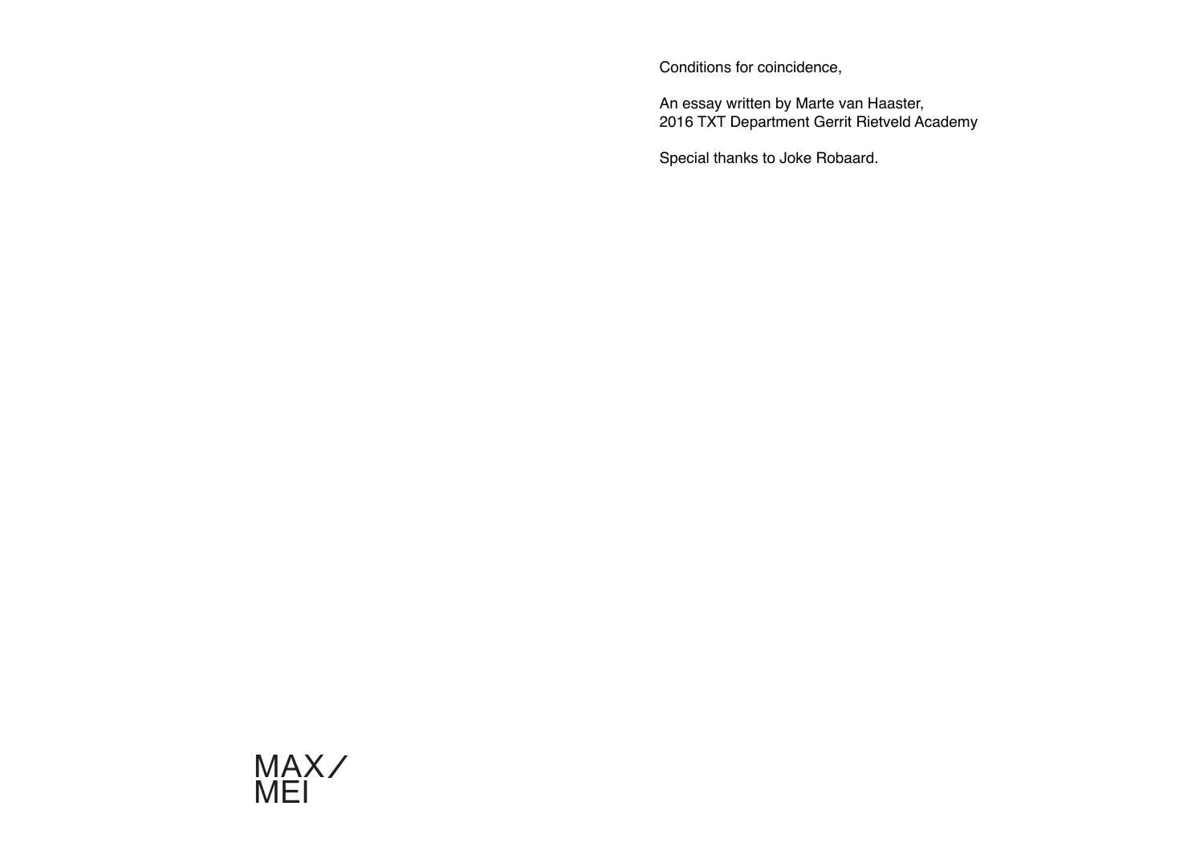Conditions for coincidence,

An essay written by Marte van Haaster,
2016 TXT Department Gerrit Rietveld Academy

Special thanks to Joke Robaard.

MAX/
MEI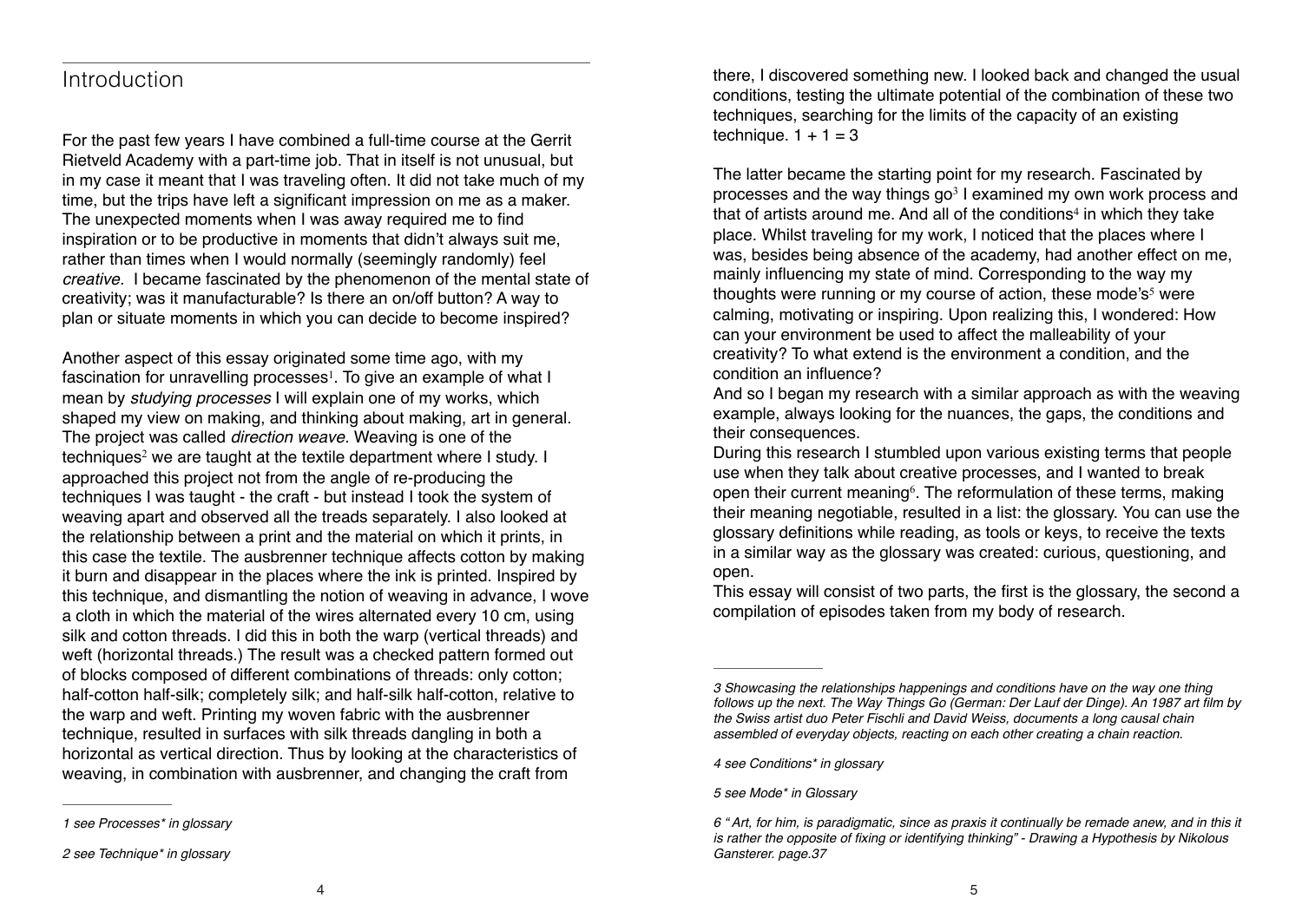## Introduction

For the past few years I have combined a full-time course at the Gerrit Rietveld Academy with a part-time job. That in itself is not unusual, but in my case it meant that I was traveling often. It did not take much of my time, but the trips have left a significant impression on me as a maker. The unexpected moments when I was away required me to find inspiration or to be productive in moments that didn't always suit me, rather than times when I would normally (seemingly randomly) feel *creative.* I became fascinated by the phenomenon of the mental state of creativity; was it manufacturable? Is there an on/off button? A way to plan or situate moments in which you can decide to become inspired?

Another aspect of this essay originated some time ago, with my fascination for unravelling processes[1]. To give an example of what I mean by *studying processes* I will explain one of my works, which shaped my view on making, and thinking about making, art in general. The project was called *direction weave*. Weaving is one of the techniques[2] we are taught at the textile department where I study. I approached this project not from the angle of re-producing the techniques I was taught - the craft - but instead I took the system of weaving apart and observed all the treads separately. I also looked at the relationship between a print and the material on which it prints, in this case the textile. The ausbrenner technique affects cotton by making it burn and disappear in the places where the ink is printed. Inspired by this technique, and dismantling the notion of weaving in advance, I wove a cloth in which the material of the wires alternated every 10 cm, using silk and cotton threads. I did this in both the warp (vertical threads) and weft (horizontal threads.) The result was a checked pattern formed out of blocks composed of different combinations of threads: only cotton; half-cotton half-silk; completely silk; and half-silk half-cotton, relative to the warp and weft. Printing my woven fabric with the ausbrenner technique, resulted in surfaces with silk threads dangling in both a horizontal as vertical direction. Thus by looking at the characteristics of weaving, in combination with ausbrenner, and changing the craft from there, I discovered something new. I looked back and changed the usual conditions, testing the ultimate potential of the combination of these two techniques, searching for the limits of the capacity of an existing technique. 1 + 1 = 3

The latter became the starting point for my research. Fascinated by processes and the way things go[3] I examined my own work process and that of artists around me. And all of the conditions[4] in which they take place. Whilst traveling for my work, I noticed that the places where I was, besides being absence of the academy, had another effect on me, mainly influencing my state of mind. Corresponding to the way my thoughts were running or my course of action, these mode's[5] were calming, motivating or inspiring. Upon realizing this, I wondered: How can your environment be used to affect the malleability of your creativity? To what extend is the environment a condition, and the condition an influence?

And so I began my research with a similar approach as with the weaving example, always looking for the nuances, the gaps, the conditions and their consequences.

During this research I stumbled upon various existing terms that people use when they talk about creative processes, and I wanted to break open their current meaning[6]. The reformulation of these terms, making their meaning negotiable, resulted in a list: the glossary. You can use the glossary definitions while reading, as tools or keys, to receive the texts in a similar way as the glossary was created: curious, questioning, and open.

This essay will consist of two parts, the first is the glossary, the second a compilation of episodes taken from my body of research.

---

*1 see Processes* in glossary*

*2 see Technique* in glossary*

*3 Showcasing the relationships happenings and conditions have on the way one thing follows up the next. The Way Things Go (German: Der Lauf der Dinge). An 1987 art film by the Swiss artist duo Peter Fischli and David Weiss, documents a long causal chain assembled of everyday objects, reacting on each other creating a chain reaction.*

*4 see Conditions* in glossary*

*5 see Mode* in Glossary*

*6 " Art, for him, is paradigmatic, since as praxis it continually be remade anew, and in this it is rather the opposite of fixing or identifying thinking" - Drawing a Hypothesis by Nikolous Gansterer. page.37*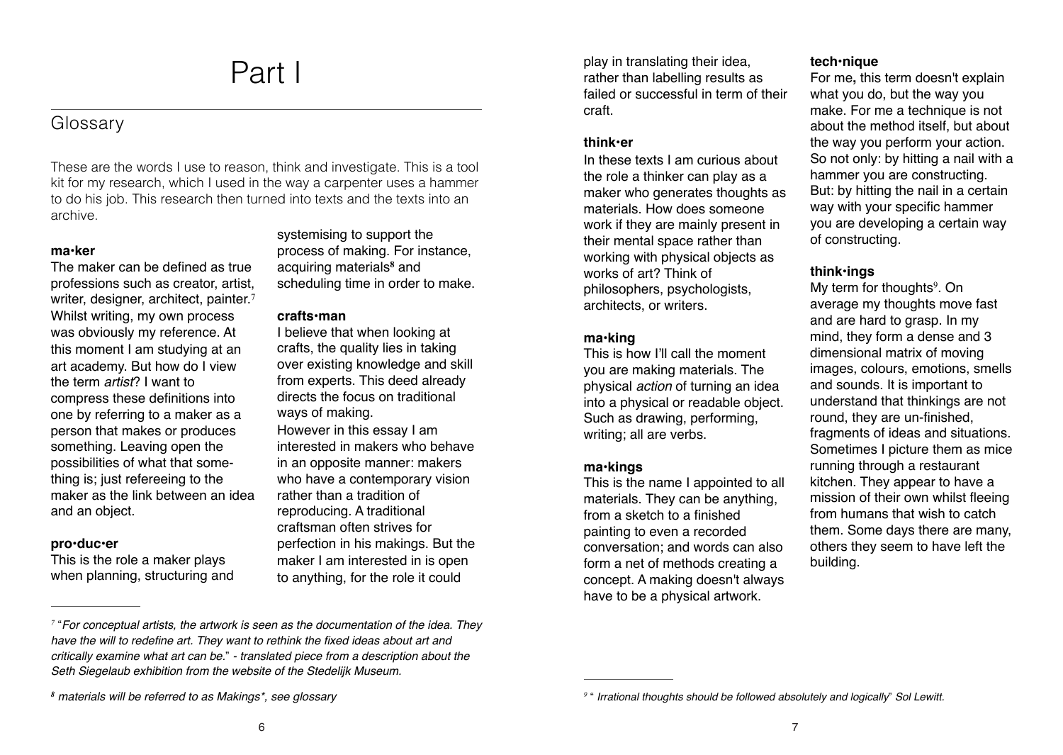# Part I

## Glossary

These are the words I use to reason, think and investigate. This is a tool kit for my research, which I used in the way a carpenter uses a hammer to do his job. This research then turned into texts and the texts into an archive.

**ma•ker**
The maker can be defined as true professions such as creator, artist, writer, designer, architect, painter.[7] Whilst writing, my own process was obviously my reference. At this moment I am studying at an art academy. But how do I view the term *artist*? I want to compress these definitions into one by referring to a maker as a person that makes or produces something. Leaving open the possibilities of what that something is; just refereeing to the maker as the link between an idea and an object.

**pro•duc•er**
This is the role a maker plays when planning, structuring and systemising to support the process of making. For instance, acquiring materials[8] and scheduling time in order to make.

**crafts•man**
I believe that when looking at crafts, the quality lies in taking over existing knowledge and skill from experts. This deed already directs the focus on traditional ways of making.
However in this essay I am interested in makers who behave in an opposite manner: makers who have a contemporary vision rather than a tradition of reproducing. A traditional craftsman often strives for perfection in his makings. But the maker I am interested in is open to anything, for the role it could play in translating their idea, rather than labelling results as failed or successful in term of their craft.

**think•er**
In these texts I am curious about the role a thinker can play as a maker who generates thoughts as materials. How does someone work if they are mainly present in their mental space rather than working with physical objects as works of art? Think of philosophers, psychologists, architects, or writers.

**ma•king**
This is how I'll call the moment you are making materials. The physical *action* of turning an idea into a physical or readable object. Such as drawing, performing, writing; all are verbs.

**ma•kings**
This is the name I appointed to all materials. They can be anything, from a sketch to a finished painting to even a recorded conversation; and words can also form a net of methods creating a concept. A making doesn't always have to be a physical artwork.

**tech•nique**
For me**,** this term doesn't explain what you do, but the way you make. For me a technique is not about the method itself, but about the way you perform your action. So not only: by hitting a nail with a hammer you are constructing. But: by hitting the nail in a certain way with your specific hammer you are developing a certain way of constructing.

**think•ings**
My term for thoughts[9]. On average my thoughts move fast and are hard to grasp. In my mind, they form a dense and 3 dimensional matrix of moving images, colours, emotions, smells and sounds. It is important to understand that thinkings are not round, they are un-finished, fragments of ideas and situations. Sometimes I picture them as mice running through a restaurant kitchen. They appear to have a mission of their own whilst fleeing from humans that wish to catch them. Some days there are many, others they seem to have left the building.

---

[7] "*For conceptual artists, the artwork is seen as the documentation of the idea. They have the will to redefine art. They want to rethink the fixed ideas about art and critically examine what art can be.*" *- translated piece from a description about the Seth Siegelaub exhibition from the website of the Stedelijk Museum.*

[8] *materials will be referred to as Makings*, see glossary*

[9] *" Irrational thoughts should be followed absolutely and logically" Sol Lewitt.*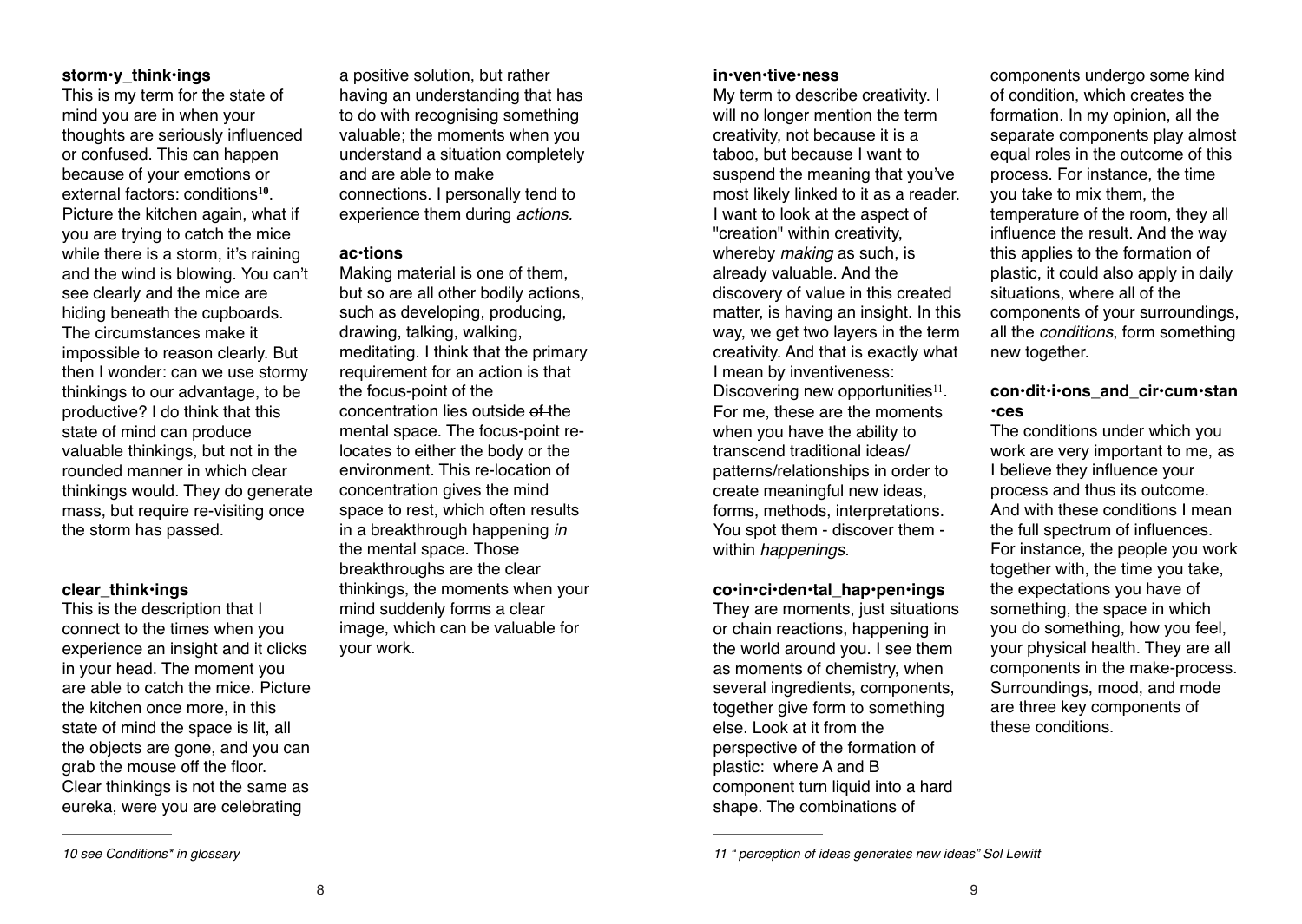**storm·y_think·ings**

This is my term for the state of mind you are in when your thoughts are seriously influenced or confused. This can happen because of your emotions or external factors: conditions[10]. Picture the kitchen again, what if you are trying to catch the mice while there is a storm, it's raining and the wind is blowing. You can't see clearly and the mice are hiding beneath the cupboards. The circumstances make it impossible to reason clearly. But then I wonder: can we use stormy thinkings to our advantage, to be productive? I do think that this state of mind can produce valuable thinkings, but not in the rounded manner in which clear thinkings would. They do generate mass, but require re-visiting once the storm has passed.

**clear_think·ings**

This is the description that I connect to the times when you experience an insight and it clicks in your head. The moment you are able to catch the mice. Picture the kitchen once more, in this state of mind the space is lit, all the objects are gone, and you can grab the mouse off the floor. Clear thinkings is not the same as eureka, were you are celebrating a positive solution, but rather having an understanding that has to do with recognising something valuable; the moments when you understand a situation completely and are able to make connections. I personally tend to experience them during *actions*.

**ac·tions**

Making material is one of them, but so are all other bodily actions, such as developing, producing, drawing, talking, walking, meditating. I think that the primary requirement for an action is that the focus-point of the concentration lies outside ~~of~~ the mental space. The focus-point re-locates to either the body or the environment. This re-location of concentration gives the mind space to rest, which often results in a breakthrough happening *in* the mental space. Those breakthroughs are the clear thinkings, the moments when your mind suddenly forms a clear image, which can be valuable for your work.

*10 see Conditions\* in glossary*

**in·ven·tive·ness**

My term to describe creativity. I will no longer mention the term creativity, not because it is a taboo, but because I want to suspend the meaning that you've most likely linked to it as a reader. I want to look at the aspect of "creation" within creativity, whereby *making* as such, is already valuable. And the discovery of value in this created matter, is having an insight. In this way, we get two layers in the term creativity. And that is exactly what I mean by inventiveness: Discovering new opportunities[11]. For me, these are the moments when you have the ability to transcend traditional ideas/ patterns/relationships in order to create meaningful new ideas, forms, methods, interpretations. You spot them - discover them - within *happenings.*

**co·in·ci·den·tal_hap·pen·ings**

They are moments, just situations or chain reactions, happening in the world around you. I see them as moments of chemistry, when several ingredients, components, together give form to something else. Look at it from the perspective of the formation of plastic: where A and B component turn liquid into a hard shape. The combinations of components undergo some kind of condition, which creates the formation. In my opinion, all the separate components play almost equal roles in the outcome of this process. For instance, the time you take to mix them, the temperature of the room, they all influence the result. And the way this applies to the formation of plastic, it could also apply in daily situations, where all of the components of your surroundings, all the *conditions*, form something new together.

**con·dit·i·ons_and_cir·cum·stan·ces**

The conditions under which you work are very important to me, as I believe they influence your process and thus its outcome. And with these conditions I mean the full spectrum of influences. For instance, the people you work together with, the time you take, the expectations you have of something, the space in which you do something, how you feel, your physical health. They are all components in the make-process. Surroundings, mood, and mode are three key components of these conditions.

*11 " perception of ideas generates new ideas" Sol Lewitt*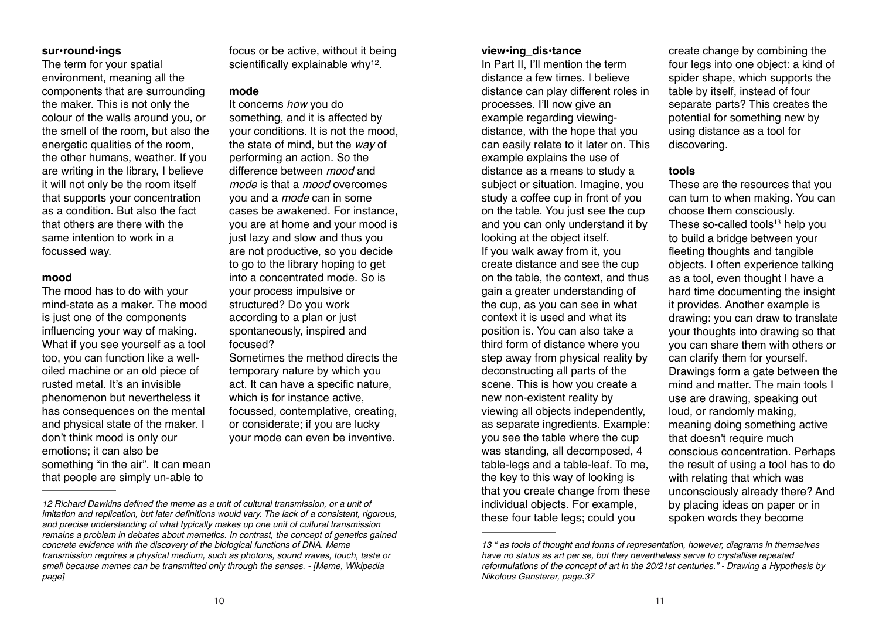**sur·round·ings**

The term for your spatial environment, meaning all the components that are surrounding the maker. This is not only the colour of the walls around you, or the smell of the room, but also the energetic qualities of the room, the other humans, weather. If you are writing in the library, I believe it will not only be the room itself that supports your concentration as a condition. But also the fact that others are there with the same intention to work in a focussed way.

**mood**

The mood has to do with your mind-state as a maker. The mood is just one of the components influencing your way of making. What if you see yourself as a tool too, you can function like a well-oiled machine or an old piece of rusted metal. It's an invisible phenomenon but nevertheless it has consequences on the mental and physical state of the maker. I don't think mood is only our emotions; it can also be something "in the air". It can mean that people are simply un-able to focus or be active, without it being scientifically explainable why[12].

**mode**

It concerns *how* you do something, and it is affected by your conditions. It is not the mood, the state of mind, but the *way* of performing an action. So the difference between *mood* and *mode* is that a *mood* overcomes you and a *mode* can in some cases be awakened. For instance, you are at home and your mood is just lazy and slow and thus you are not productive, so you decide to go to the library hoping to get into a concentrated mode. So is your process impulsive or structured? Do you work according to a plan or just spontaneously, inspired and focused?

Sometimes the method directs the temporary nature by which you act. It can have a specific nature, which is for instance active, focussed, contemplative, creating, or considerate; if you are lucky your mode can even be inventive.

*12 Richard Dawkins defined the meme as a unit of cultural transmission, or a unit of imitation and replication, but later definitions would vary. The lack of a consistent, rigorous, and precise understanding of what typically makes up one unit of cultural transmission remains a problem in debates about memetics. In contrast, the concept of genetics gained concrete evidence with the discovery of the biological functions of DNA. Meme transmission requires a physical medium, such as photons, sound waves, touch, taste or smell because memes can be transmitted only through the senses. - [Meme, Wikipedia page]*

**view·ing_dis·tance**

In Part II, I'll mention the term distance a few times. I believe distance can play different roles in processes. I'll now give an example regarding viewing-distance, with the hope that you can easily relate to it later on. This example explains the use of distance as a means to study a subject or situation. Imagine, you study a coffee cup in front of you on the table. You just see the cup and you can only understand it by looking at the object itself.

If you walk away from it, you create distance and see the cup on the table, the context, and thus gain a greater understanding of the cup, as you can see in what context it is used and what its position is. You can also take a third form of distance where you step away from physical reality by deconstructing all parts of the scene. This is how you create a new non-existent reality by viewing all objects independently, as separate ingredients. Example: you see the table where the cup was standing, all decomposed, 4 table-legs and a table-leaf. To me, the key to this way of looking is that you create change from these individual objects. For example, these four table legs; could you create change by combining the four legs into one object: a kind of spider shape, which supports the table by itself, instead of four separate parts? This creates the potential for something new by using distance as a tool for discovering.

**tools**

These are the resources that you can turn to when making. You can choose them consciously. These so-called tools[13] help you to build a bridge between your fleeting thoughts and tangible objects. I often experience talking as a tool, even thought I have a hard time documenting the insight it provides. Another example is drawing: you can draw to translate your thoughts into drawing so that you can share them with others or can clarify them for yourself. Drawings form a gate between the mind and matter. The main tools I use are drawing, speaking out loud, or randomly making, meaning doing something active that doesn't require much conscious concentration. Perhaps the result of using a tool has to do with relating that which was unconsciously already there? And by placing ideas on paper or in spoken words they become

*13 " as tools of thought and forms of representation, however, diagrams in themselves have no status as art per se, but they nevertheless serve to crystallise repeated reformulations of the concept of art in the 20/21st centuries." - Drawing a Hypothesis by Nikolous Gansterer, page.37*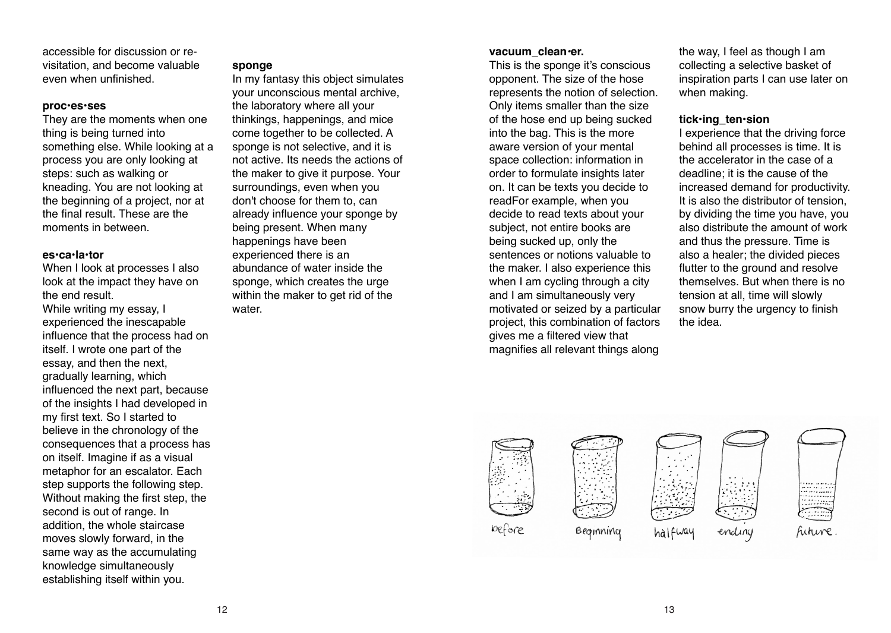accessible for discussion or re-visitation, and become valuable even when unfinished.

**proc•es•ses**

They are the moments when one thing is being turned into something else. While looking at a process you are only looking at steps: such as walking or kneading. You are not looking at the beginning of a project, nor at the final result. These are the moments in between.

**es•ca•la•tor**

When I look at processes I also look at the impact they have on the end result.

While writing my essay, I experienced the inescapable influence that the process had on itself. I wrote one part of the essay, and then the next, gradually learning, which influenced the next part, because of the insights I had developed in my first text. So I started to believe in the chronology of the consequences that a process has on itself. Imagine if as a visual metaphor for an escalator. Each step supports the following step. Without making the first step, the second is out of range. In addition, the whole staircase moves slowly forward, in the same way as the accumulating knowledge simultaneously establishing itself within you.

**sponge**

In my fantasy this object simulates your unconscious mental archive, the laboratory where all your thinkings, happenings, and mice come together to be collected. A sponge is not selective, and it is not active. Its needs the actions of the maker to give it purpose. Your surroundings, even when you don't choose for them to, can already influence your sponge by being present. When many happenings have been experienced there is an abundance of water inside the sponge, which creates the urge within the maker to get rid of the water.

**vacuum_clean•er.**

This is the sponge it's conscious opponent. The size of the hose represents the notion of selection. Only items smaller than the size of the hose end up being sucked into the bag. This is the more aware version of your mental space collection: information in order to formulate insights later on. It can be texts you decide to readFor example, when you decide to read texts about your subject, not entire books are being sucked up, only the sentences or notions valuable to the maker. I also experience this when I am cycling through a city and I am simultaneously very motivated or seized by a particular project, this combination of factors gives me a filtered view that magnifies all relevant things along the way, I feel as though I am collecting a selective basket of inspiration parts I can use later on when making.

**tick•ing_ten•sion**

I experience that the driving force behind all processes is time. It is the accelerator in the case of a deadline; it is the cause of the increased demand for productivity. It is also the distributor of tension, by dividing the time you have, you also distribute the amount of work and thus the pressure. Time is also a healer; the divided pieces flutter to the ground and resolve themselves. But when there is no tension at all, time will slowly snow burry the urgency to finish the idea.

before Beginning halfway ending future.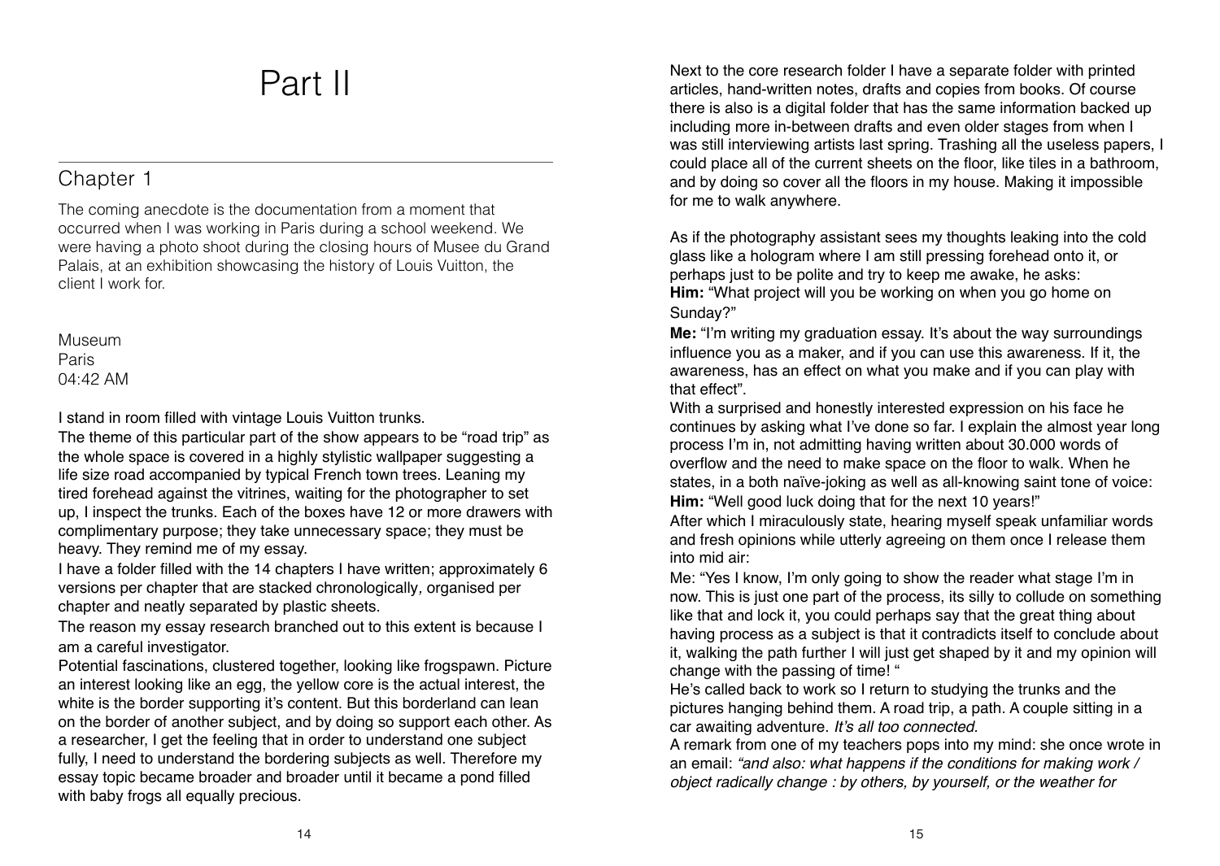# Part II

## Chapter 1

The coming anecdote is the documentation from a moment that occurred when I was working in Paris during a school weekend. We were having a photo shoot during the closing hours of Musee du Grand Palais, at an exhibition showcasing the history of Louis Vuitton, the client I work for.

Museum
Paris
04:42 AM

I stand in room filled with vintage Louis Vuitton trunks.
The theme of this particular part of the show appears to be "road trip" as the whole space is covered in a highly stylistic wallpaper suggesting a life size road accompanied by typical French town trees. Leaning my tired forehead against the vitrines, waiting for the photographer to set up, I inspect the trunks. Each of the boxes have 12 or more drawers with complimentary purpose; they take unnecessary space; they must be heavy. They remind me of my essay.
I have a folder filled with the 14 chapters I have written; approximately 6 versions per chapter that are stacked chronologically, organised per chapter and neatly separated by plastic sheets.
The reason my essay research branched out to this extent is because I am a careful investigator.
Potential fascinations, clustered together, looking like frogspawn. Picture an interest looking like an egg, the yellow core is the actual interest, the white is the border supporting it's content. But this borderland can lean on the border of another subject, and by doing so support each other. As a researcher, I get the feeling that in order to understand one subject fully, I need to understand the bordering subjects as well. Therefore my essay topic became broader and broader until it became a pond filled with baby frogs all equally precious.

Next to the core research folder I have a separate folder with printed articles, hand-written notes, drafts and copies from books. Of course there is also is a digital folder that has the same information backed up including more in-between drafts and even older stages from when I was still interviewing artists last spring. Trashing all the useless papers, I could place all of the current sheets on the floor, like tiles in a bathroom, and by doing so cover all the floors in my house. Making it impossible for me to walk anywhere.

As if the photography assistant sees my thoughts leaking into the cold glass like a hologram where I am still pressing forehead onto it, or perhaps just to be polite and try to keep me awake, he asks:
**Him:** "What project will you be working on when you go home on Sunday?"
**Me:** "I'm writing my graduation essay. It's about the way surroundings influence you as a maker, and if you can use this awareness. If it, the awareness, has an effect on what you make and if you can play with that effect".
With a surprised and honestly interested expression on his face he continues by asking what I've done so far. I explain the almost year long process I'm in, not admitting having written about 30.000 words of overflow and the need to make space on the floor to walk. When he states, in a both naïve-joking as well as all-knowing saint tone of voice:
**Him:** "Well good luck doing that for the next 10 years!"
After which I miraculously state, hearing myself speak unfamiliar words and fresh opinions while utterly agreeing on them once I release them into mid air:
Me: "Yes I know, I'm only going to show the reader what stage I'm in now. This is just one part of the process, its silly to collude on something like that and lock it, you could perhaps say that the great thing about having process as a subject is that it contradicts itself to conclude about it, walking the path further I will just get shaped by it and my opinion will change with the passing of time! "
He's called back to work so I return to studying the trunks and the pictures hanging behind them. A road trip, a path. A couple sitting in a car awaiting adventure. *It's all too connected.*
A remark from one of my teachers pops into my mind: she once wrote in an email: *"and also: what happens if the conditions for making work / object radically change : by others, by yourself, or the weather for*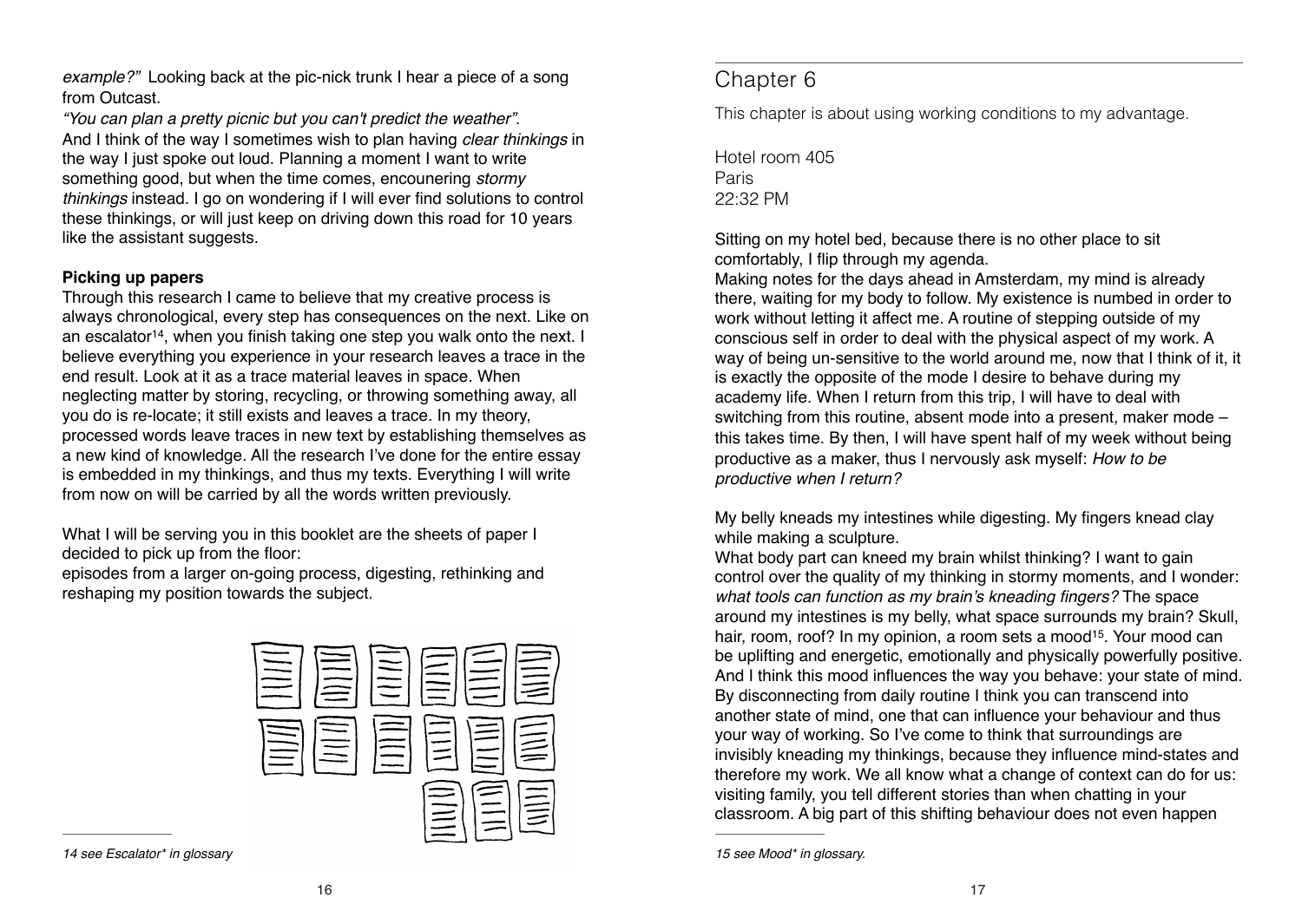*example?"* Looking back at the pic-nick trunk I hear a piece of a song from Outcast.

*"You can plan a pretty picnic but you can't predict the weather".*
And I think of the way I sometimes wish to plan having *clear thinkings* in the way I just spoke out loud. Planning a moment I want to write something good, but when the time comes, encounering *stormy thinkings* instead. I go on wondering if I will ever find solutions to control these thinkings, or will just keep on driving down this road for 10 years like the assistant suggests.

**Picking up papers**

Through this research I came to believe that my creative process is always chronological, every step has consequences on the next. Like on an escalator[14], when you finish taking one step you walk onto the next. I believe everything you experience in your research leaves a trace in the end result. Look at it as a trace material leaves in space. When neglecting matter by storing, recycling, or throwing something away, all you do is re-locate; it still exists and leaves a trace. In my theory, processed words leave traces in new text by establishing themselves as a new kind of knowledge. All the research I've done for the entire essay is embedded in my thinkings, and thus my texts. Everything I will write from now on will be carried by all the words written previously.

What I will be serving you in this booklet are the sheets of paper I decided to pick up from the floor:
episodes from a larger on-going process, digesting, rethinking and reshaping my position towards the subject.

*14 see Escalator\* in glossary*

# Chapter 6

This chapter is about using working conditions to my advantage.

Hotel room 405
Paris
22:32 PM

Sitting on my hotel bed, because there is no other place to sit comfortably, I flip through my agenda.
Making notes for the days ahead in Amsterdam, my mind is already there, waiting for my body to follow. My existence is numbed in order to work without letting it affect me. A routine of stepping outside of my conscious self in order to deal with the physical aspect of my work. A way of being un-sensitive to the world around me, now that I think of it, it is exactly the opposite of the mode I desire to behave during my academy life. When I return from this trip, I will have to deal with switching from this routine, absent mode into a present, maker mode – this takes time. By then, I will have spent half of my week without being productive as a maker, thus I nervously ask myself: *How to be productive when I return?*

My belly kneads my intestines while digesting. My fingers knead clay while making a sculpture.
What body part can kneed my brain whilst thinking? I want to gain control over the quality of my thinking in stormy moments, and I wonder: *what tools can function as my brain's kneading fingers?* The space around my intestines is my belly, what space surrounds my brain? Skull, hair, room, roof? In my opinion, a room sets a mood[15]. Your mood can be uplifting and energetic, emotionally and physically powerfully positive. And I think this mood influences the way you behave: your state of mind. By disconnecting from daily routine I think you can transcend into another state of mind, one that can influence your behaviour and thus your way of working. So I've come to think that surroundings are invisibly kneading my thinkings, because they influence mind-states and therefore my work. We all know what a change of context can do for us: visiting family, you tell different stories than when chatting in your classroom. A big part of this shifting behaviour does not even happen

*15 see Mood\* in glossary.*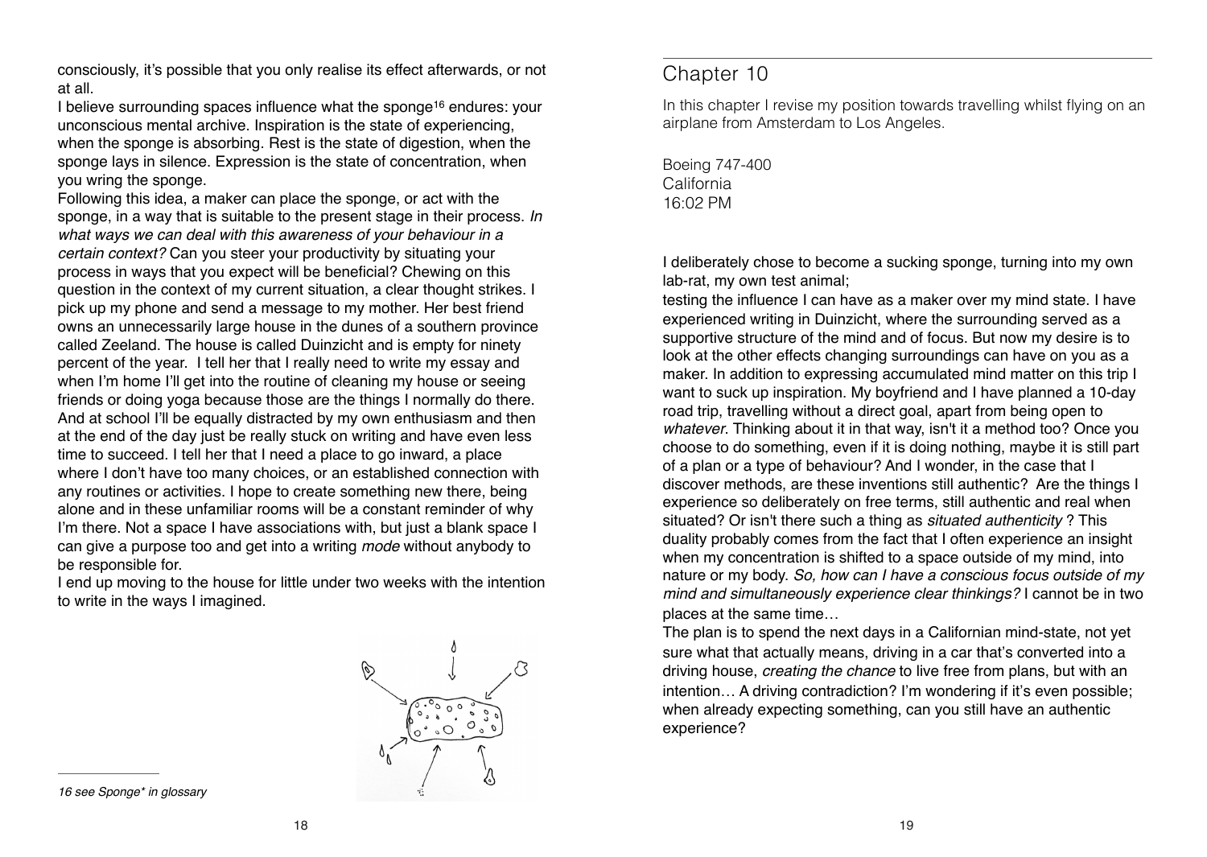consciously, it's possible that you only realise its effect afterwards, or not at all.

I believe surrounding spaces influence what the sponge[16] endures: your unconscious mental archive. Inspiration is the state of experiencing, when the sponge is absorbing. Rest is the state of digestion, when the sponge lays in silence. Expression is the state of concentration, when you wring the sponge.

Following this idea, a maker can place the sponge, or act with the sponge, in a way that is suitable to the present stage in their process. *In what ways we can deal with this awareness of your behaviour in a certain context?* Can you steer your productivity by situating your process in ways that you expect will be beneficial? Chewing on this question in the context of my current situation, a clear thought strikes. I pick up my phone and send a message to my mother. Her best friend owns an unnecessarily large house in the dunes of a southern province called Zeeland. The house is called Duinzicht and is empty for ninety percent of the year. I tell her that I really need to write my essay and when I'm home I'll get into the routine of cleaning my house or seeing friends or doing yoga because those are the things I normally do there. And at school I'll be equally distracted by my own enthusiasm and then at the end of the day just be really stuck on writing and have even less time to succeed. I tell her that I need a place to go inward, a place where I don't have too many choices, or an established connection with any routines or activities. I hope to create something new there, being alone and in these unfamiliar rooms will be a constant reminder of why I'm there. Not a space I have associations with, but just a blank space I can give a purpose too and get into a writing *mode* without anybody to be responsible for.

I end up moving to the house for little under two weeks with the intention to write in the ways I imagined.

*16 see Sponge* in glossary*

## Chapter 10

In this chapter I revise my position towards travelling whilst flying on an airplane from Amsterdam to Los Angeles.

Boeing 747-400
California
16:02 PM

I deliberately chose to become a sucking sponge, turning into my own lab-rat, my own test animal;

testing the influence I can have as a maker over my mind state. I have experienced writing in Duinzicht, where the surrounding served as a supportive structure of the mind and of focus. But now my desire is to look at the other effects changing surroundings can have on you as a maker. In addition to expressing accumulated mind matter on this trip I want to suck up inspiration. My boyfriend and I have planned a 10-day road trip, travelling without a direct goal, apart from being open to *whatever*. Thinking about it in that way, isn't it a method too? Once you choose to do something, even if it is doing nothing, maybe it is still part of a plan or a type of behaviour? And I wonder, in the case that I discover methods, are these inventions still authentic? Are the things I experience so deliberately on free terms, still authentic and real when situated? Or isn't there such a thing as *situated authenticity* ? This duality probably comes from the fact that I often experience an insight when my concentration is shifted to a space outside of my mind, into nature or my body. *So, how can I have a conscious focus outside of my mind and simultaneously experience clear thinkings?* I cannot be in two places at the same time…

The plan is to spend the next days in a Californian mind-state, not yet sure what that actually means, driving in a car that's converted into a driving house, *creating the chance* to live free from plans, but with an intention… A driving contradiction? I'm wondering if it's even possible; when already expecting something, can you still have an authentic experience?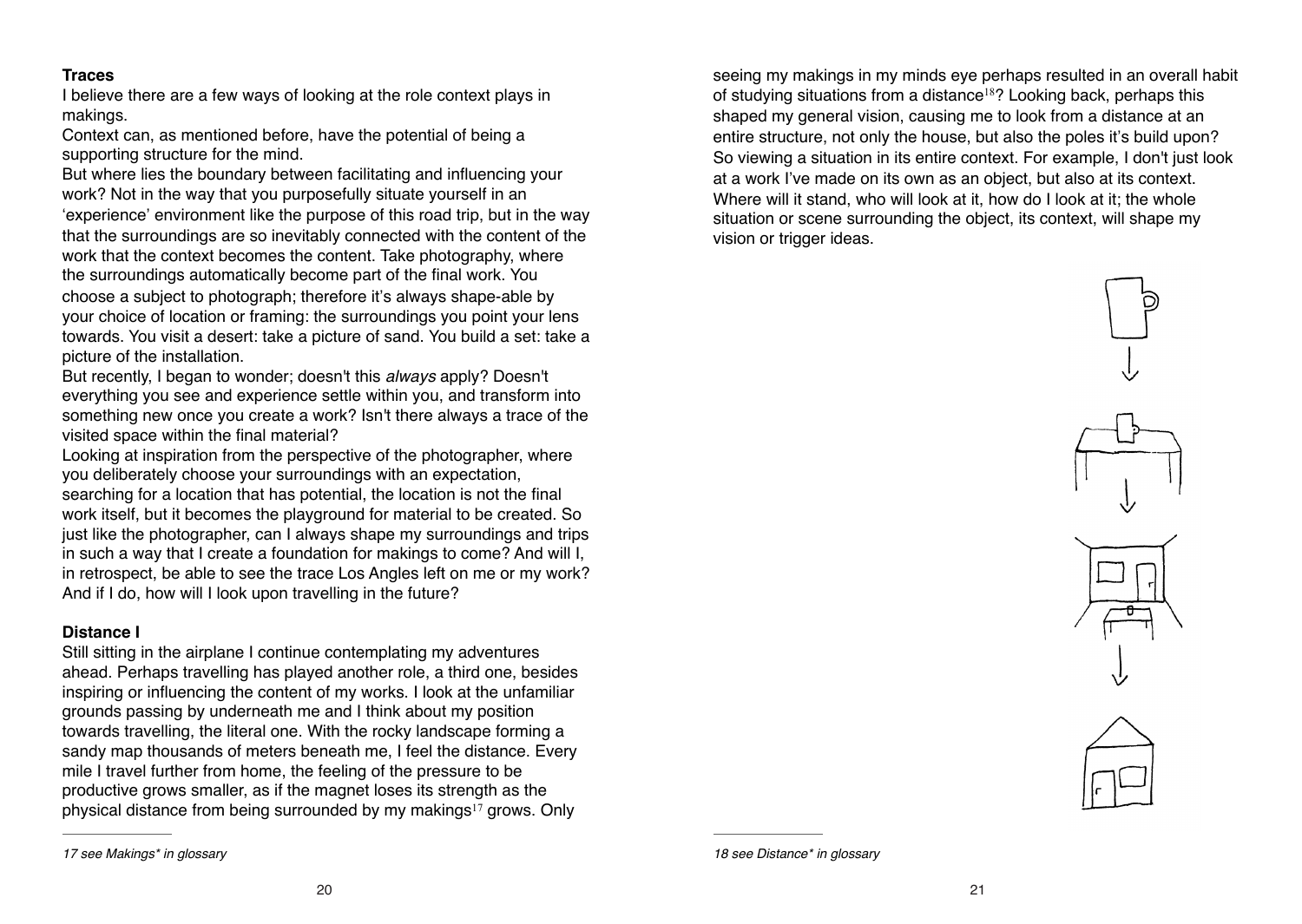**Traces**

I believe there are a few ways of looking at the role context plays in makings.

Context can, as mentioned before, have the potential of being a supporting structure for the mind.

But where lies the boundary between facilitating and influencing your work? Not in the way that you purposefully situate yourself in an 'experience' environment like the purpose of this road trip, but in the way that the surroundings are so inevitably connected with the content of the work that the context becomes the content. Take photography, where the surroundings automatically become part of the final work. You choose a subject to photograph; therefore it's always shape-able by your choice of location or framing: the surroundings you point your lens towards. You visit a desert: take a picture of sand. You build a set: take a picture of the installation.

But recently, I began to wonder; doesn't this *always* apply? Doesn't everything you see and experience settle within you, and transform into something new once you create a work? Isn't there always a trace of the visited space within the final material?

Looking at inspiration from the perspective of the photographer, where you deliberately choose your surroundings with an expectation, searching for a location that has potential, the location is not the final work itself, but it becomes the playground for material to be created. So just like the photographer, can I always shape my surroundings and trips in such a way that I create a foundation for makings to come? And will I, in retrospect, be able to see the trace Los Angles left on me or my work? And if I do, how will I look upon travelling in the future?

**Distance I**

Still sitting in the airplane I continue contemplating my adventures ahead. Perhaps travelling has played another role, a third one, besides inspiring or influencing the content of my works. I look at the unfamiliar grounds passing by underneath me and I think about my position towards travelling, the literal one. With the rocky landscape forming a sandy map thousands of meters beneath me, I feel the distance. Every mile I travel further from home, the feeling of the pressure to be productive grows smaller, as if the magnet loses its strength as the physical distance from being surrounded by my makings[17] grows. Only seeing my makings in my minds eye perhaps resulted in an overall habit of studying situations from a distance[18]? Looking back, perhaps this shaped my general vision, causing me to look from a distance at an entire structure, not only the house, but also the poles it's build upon? So viewing a situation in its entire context. For example, I don't just look at a work I've made on its own as an object, but also at its context. Where will it stand, who will look at it, how do I look at it; the whole situation or scene surrounding the object, its context, will shape my vision or trigger ideas.

*17 see Makings* in glossary*

*18 see Distance* in glossary*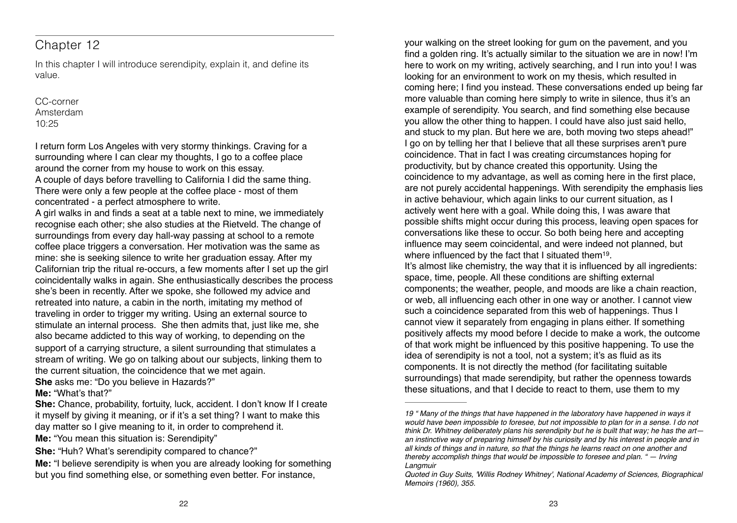## Chapter 12

In this chapter I will introduce serendipity, explain it, and define its value.

CC-corner
Amsterdam
10:25

I return form Los Angeles with very stormy thinkings. Craving for a surrounding where I can clear my thoughts, I go to a coffee place around the corner from my house to work on this essay.
A couple of days before travelling to California I did the same thing. There were only a few people at the coffee place - most of them concentrated - a perfect atmosphere to write.
A girl walks in and finds a seat at a table next to mine, we immediately recognise each other; she also studies at the Rietveld. The change of surroundings from every day hall-way passing at school to a remote coffee place triggers a conversation. Her motivation was the same as mine: she is seeking silence to write her graduation essay. After my Californian trip the ritual re-occurs, a few moments after I set up the girl coincidentally walks in again. She enthusiastically describes the process she's been in recently. After we spoke, she followed my advice and retreated into nature, a cabin in the north, imitating my method of traveling in order to trigger my writing. Using an external source to stimulate an internal process. She then admits that, just like me, she also became addicted to this way of working, to depending on the support of a carrying structure, a silent surrounding that stimulates a stream of writing. We go on talking about our subjects, linking them to the current situation, the coincidence that we met again.
**She** asks me: "Do you believe in Hazards?"
**Me:** "What's that?"
**She:** Chance, probability, fortuity, luck, accident. I don't know If I create it myself by giving it meaning, or if it's a set thing? I want to make this day matter so I give meaning to it, in order to comprehend it.
**Me:** "You mean this situation is: Serendipity"
**She:** "Huh? What's serendipity compared to chance?"
**Me:** "I believe serendipity is when you are already looking for something but you find something else, or something even better. For instance, your walking on the street looking for gum on the pavement, and you find a golden ring. It's actually similar to the situation we are in now! I'm here to work on my writing, actively searching, and I run into you! I was looking for an environment to work on my thesis, which resulted in coming here; I find you instead. These conversations ended up being far more valuable than coming here simply to write in silence, thus it's an example of serendipity. You search, and find something else because you allow the other thing to happen. I could have also just said hello, and stuck to my plan. But here we are, both moving two steps ahead!"
I go on by telling her that I believe that all these surprises aren't pure coincidence. That in fact I was creating circumstances hoping for productivity, but by chance created this opportunity. Using the coincidence to my advantage, as well as coming here in the first place, are not purely accidental happenings. With serendipity the emphasis lies in active behaviour, which again links to our current situation, as I actively went here with a goal. While doing this, I was aware that possible shifts might occur during this process, leaving open spaces for conversations like these to occur. So both being here and accepting influence may seem coincidental, and were indeed not planned, but where influenced by the fact that I situated them[19].
It's almost like chemistry, the way that it is influenced by all ingredients: space, time, people. All these conditions are shifting external components; the weather, people, and moods are like a chain reaction, or web, all influencing each other in one way or another. I cannot view such a coincidence separated from this web of happenings. Thus I cannot view it separately from engaging in plans either. If something positively affects my mood before I decide to make a work, the outcome of that work might be influenced by this positive happening. To use the idea of serendipity is not a tool, not a system; it's as fluid as its components. It is not directly the method (for facilitating suitable surroundings) that made serendipity, but rather the openness towards these situations, and that I decide to react to them, use them to my

---

*19 " Many of the things that have happened in the laboratory have happened in ways it would have been impossible to foresee, but not impossible to plan for in a sense. I do not think Dr. Whitney deliberately plans his serendipity but he is built that way; he has the art—an instinctive way of preparing himself by his curiosity and by his interest in people and in all kinds of things and in nature, so that the things he learns react on one another and thereby accomplish things that would be impossible to foresee and plan. " — Irving Langmuir*
*Quoted in Guy Suits, 'Willis Rodney Whitney', National Academy of Sciences, Biographical Memoirs (1960), 355.*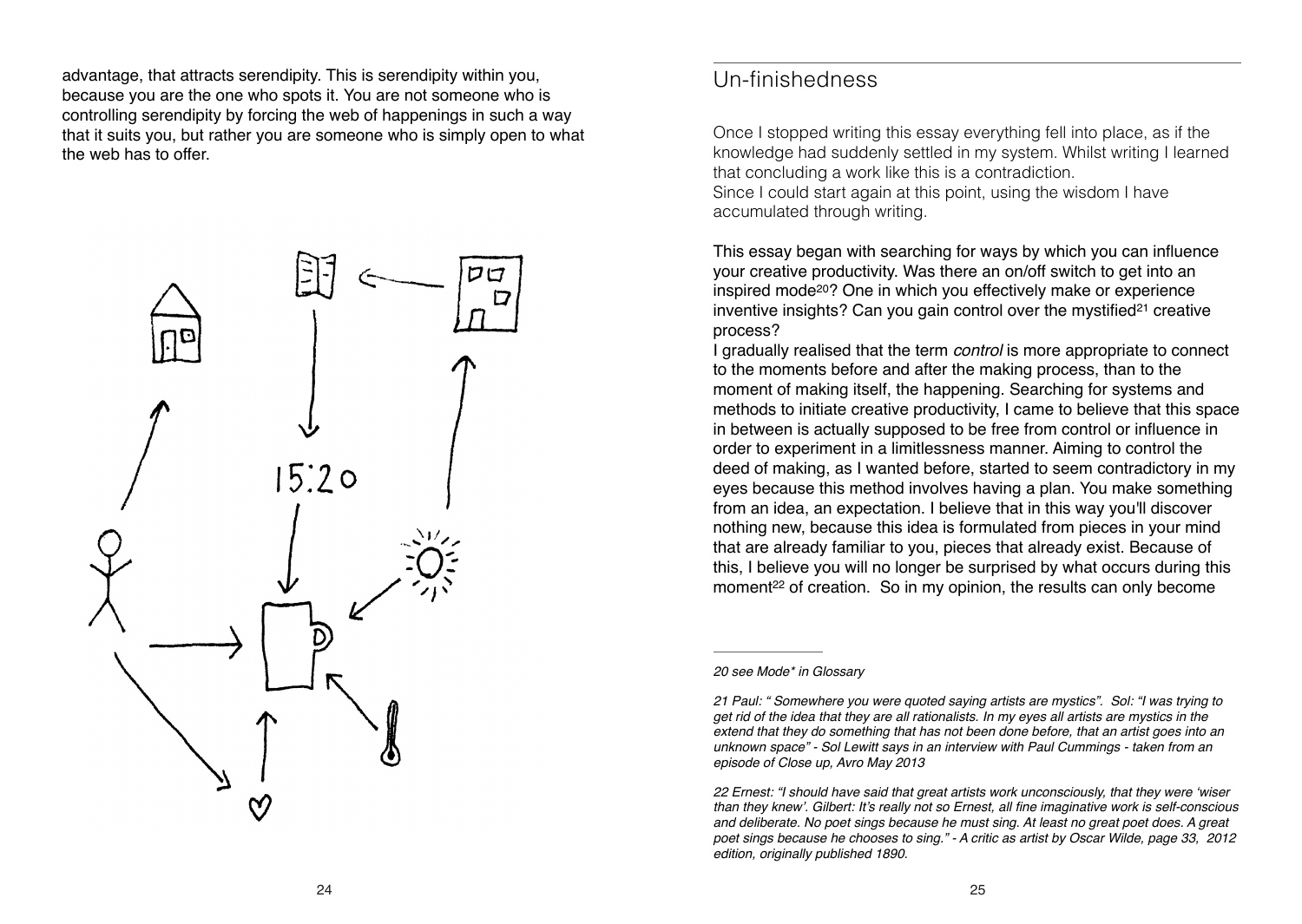advantage, that attracts serendipity. This is serendipity within you, because you are the one who spots it. You are not someone who is controlling serendipity by forcing the web of happenings in such a way that it suits you, but rather you are someone who is simply open to what the web has to offer.

## Un-finishedness

Once I stopped writing this essay everything fell into place, as if the knowledge had suddenly settled in my system. Whilst writing I learned that concluding a work like this is a contradiction.
Since I could start again at this point, using the wisdom I have accumulated through writing.

This essay began with searching for ways by which you can influence your creative productivity. Was there an on/off switch to get into an inspired mode[20]? One in which you effectively make or experience inventive insights? Can you gain control over the mystified[21] creative process?
I gradually realised that the term *control* is more appropriate to connect to the moments before and after the making process, than to the moment of making itself, the happening. Searching for systems and methods to initiate creative productivity, I came to believe that this space in between is actually supposed to be free from control or influence in order to experiment in a limitlessness manner. Aiming to control the deed of making, as I wanted before, started to seem contradictory in my eyes because this method involves having a plan. You make something from an idea, an expectation. I believe that in this way you'll discover nothing new, because this idea is formulated from pieces in your mind that are already familiar to you, pieces that already exist. Because of this, I believe you will no longer be surprised by what occurs during this moment[22] of creation. So in my opinion, the results can only become

---

*20 see Mode\* in Glossary*

*21 Paul: " Somewhere you were quoted saying artists are mystics". Sol: "I was trying to get rid of the idea that they are all rationalists. In my eyes all artists are mystics in the extend that they do something that has not been done before, that an artist goes into an unknown space" - Sol Lewitt says in an interview with Paul Cummings - taken from an episode of Close up, Avro May 2013*

*22 Ernest: "I should have said that great artists work unconsciously, that they were 'wiser than they knew'. Gilbert: It's really not so Ernest, all fine imaginative work is self-conscious and deliberate. No poet sings because he must sing. At least no great poet does. A great poet sings because he chooses to sing." - A critic as artist by Oscar Wilde, page 33, 2012 edition, originally published 1890.*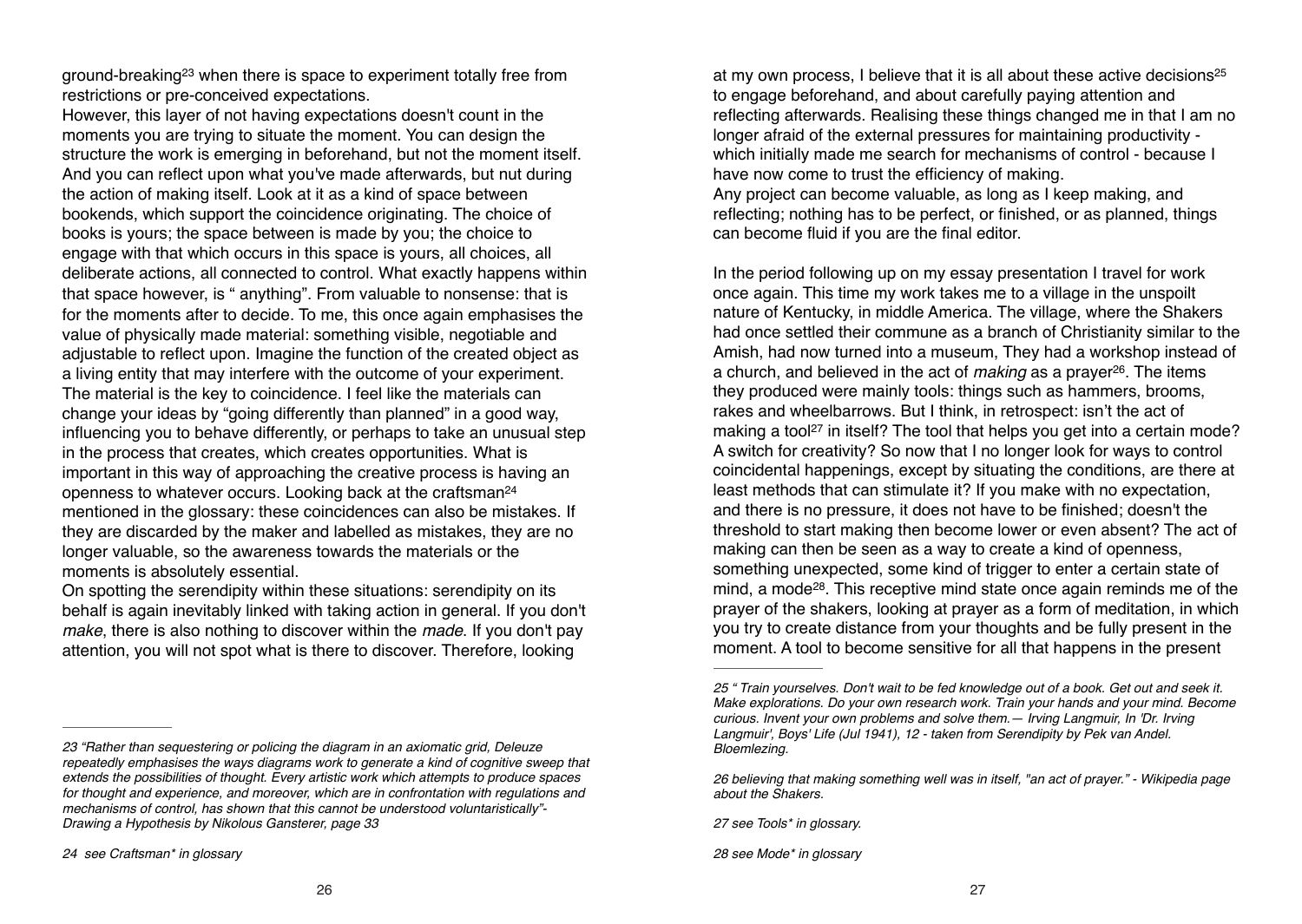ground-breaking[23] when there is space to experiment totally free from restrictions or pre-conceived expectations.
However, this layer of not having expectations doesn't count in the moments you are trying to situate the moment. You can design the structure the work is emerging in beforehand, but not the moment itself. And you can reflect upon what you've made afterwards, but nut during the action of making itself. Look at it as a kind of space between bookends, which support the coincidence originating. The choice of books is yours; the space between is made by you; the choice to engage with that which occurs in this space is yours, all choices, all deliberate actions, all connected to control. What exactly happens within that space however, is " anything". From valuable to nonsense: that is for the moments after to decide. To me, this once again emphasises the value of physically made material: something visible, negotiable and adjustable to reflect upon. Imagine the function of the created object as a living entity that may interfere with the outcome of your experiment. The material is the key to coincidence. I feel like the materials can change your ideas by "going differently than planned" in a good way, influencing you to behave differently, or perhaps to take an unusual step in the process that creates, which creates opportunities. What is important in this way of approaching the creative process is having an openness to whatever occurs. Looking back at the craftsman[24] mentioned in the glossary: these coincidences can also be mistakes. If they are discarded by the maker and labelled as mistakes, they are no longer valuable, so the awareness towards the materials or the moments is absolutely essential.
On spotting the serendipity within these situations: serendipity on its behalf is again inevitably linked with taking action in general. If you don't *make*, there is also nothing to discover within the *made*. If you don't pay attention, you will not spot what is there to discover. Therefore, looking at my own process, I believe that it is all about these active decisions[25] to engage beforehand, and about carefully paying attention and reflecting afterwards. Realising these things changed me in that I am no longer afraid of the external pressures for maintaining productivity - which initially made me search for mechanisms of control - because I have now come to trust the efficiency of making.
Any project can become valuable, as long as I keep making, and reflecting; nothing has to be perfect, or finished, or as planned, things can become fluid if you are the final editor.

In the period following up on my essay presentation I travel for work once again. This time my work takes me to a village in the unspoilt nature of Kentucky, in middle America. The village, where the Shakers had once settled their commune as a branch of Christianity similar to the Amish, had now turned into a museum, They had a workshop instead of a church, and believed in the act of *making* as a prayer[26]. The items they produced were mainly tools: things such as hammers, brooms, rakes and wheelbarrows. But I think, in retrospect: isn't the act of making a tool[27] in itself? The tool that helps you get into a certain mode? A switch for creativity? So now that I no longer look for ways to control coincidental happenings, except by situating the conditions, are there at least methods that can stimulate it? If you make with no expectation, and there is no pressure, it does not have to be finished; doesn't the threshold to start making then become lower or even absent? The act of making can then be seen as a way to create a kind of openness, something unexpected, some kind of trigger to enter a certain state of mind, a mode[28]. This receptive mind state once again reminds me of the prayer of the shakers, looking at prayer as a form of meditation, in which you try to create distance from your thoughts and be fully present in the moment. A tool to become sensitive for all that happens in the present

---

*23 "Rather than sequestering or policing the diagram in an axiomatic grid, Deleuze repeatedly emphasises the ways diagrams work to generate a kind of cognitive sweep that extends the possibilities of thought. Every artistic work which attempts to produce spaces for thought and experience, and moreover, which are in confrontation with regulations and mechanisms of control, has shown that this cannot be understood voluntaristically"- Drawing a Hypothesis by Nikolous Gansterer, page 33*

*24 see Craftsman* in glossary*

*25 " Train yourselves. Don't wait to be fed knowledge out of a book. Get out and seek it. Make explorations. Do your own research work. Train your hands and your mind. Become curious. Invent your own problems and solve them.— Irving Langmuir, In 'Dr. Irving Langmuir', Boys' Life (Jul 1941), 12 - taken from Serendipity by Pek van Andel. Bloemlezing.*

*26 believing that making something well was in itself, "an act of prayer." - Wikipedia page about the Shakers.*

*27 see Tools* in glossary.*

*28 see Mode* in glossary*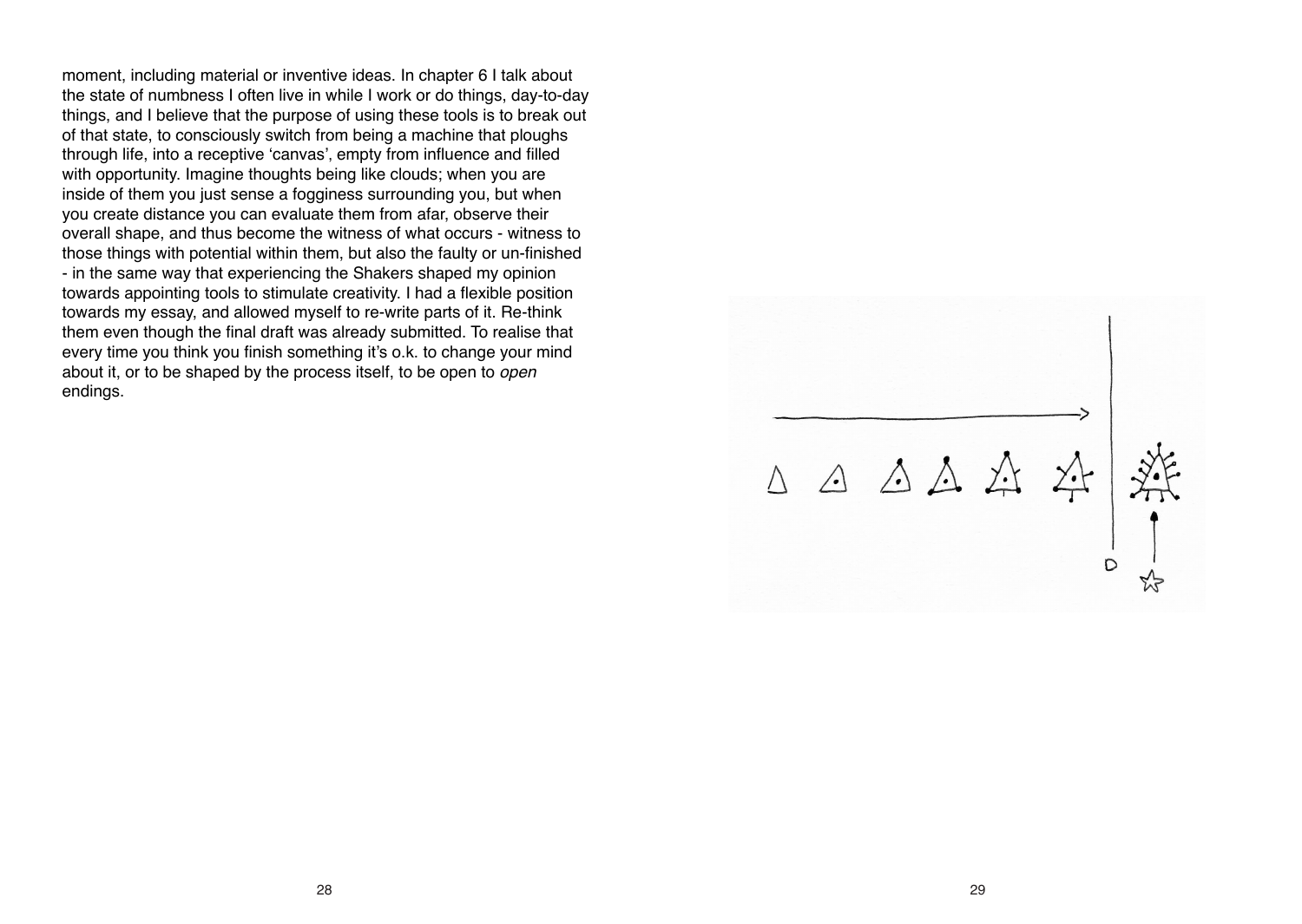moment, including material or inventive ideas. In chapter 6 I talk about the state of numbness I often live in while I work or do things, day-to-day things, and I believe that the purpose of using these tools is to break out of that state, to consciously switch from being a machine that ploughs through life, into a receptive 'canvas', empty from influence and filled with opportunity. Imagine thoughts being like clouds; when you are inside of them you just sense a fogginess surrounding you, but when you create distance you can evaluate them from afar, observe their overall shape, and thus become the witness of what occurs - witness to those things with potential within them, but also the faulty or un-finished - in the same way that experiencing the Shakers shaped my opinion towards appointing tools to stimulate creativity. I had a flexible position towards my essay, and allowed myself to re-write parts of it. Re-think them even though the final draft was already submitted. To realise that every time you think you finish something it's o.k. to change your mind about it, or to be shaped by the process itself, to be open to *open* endings.